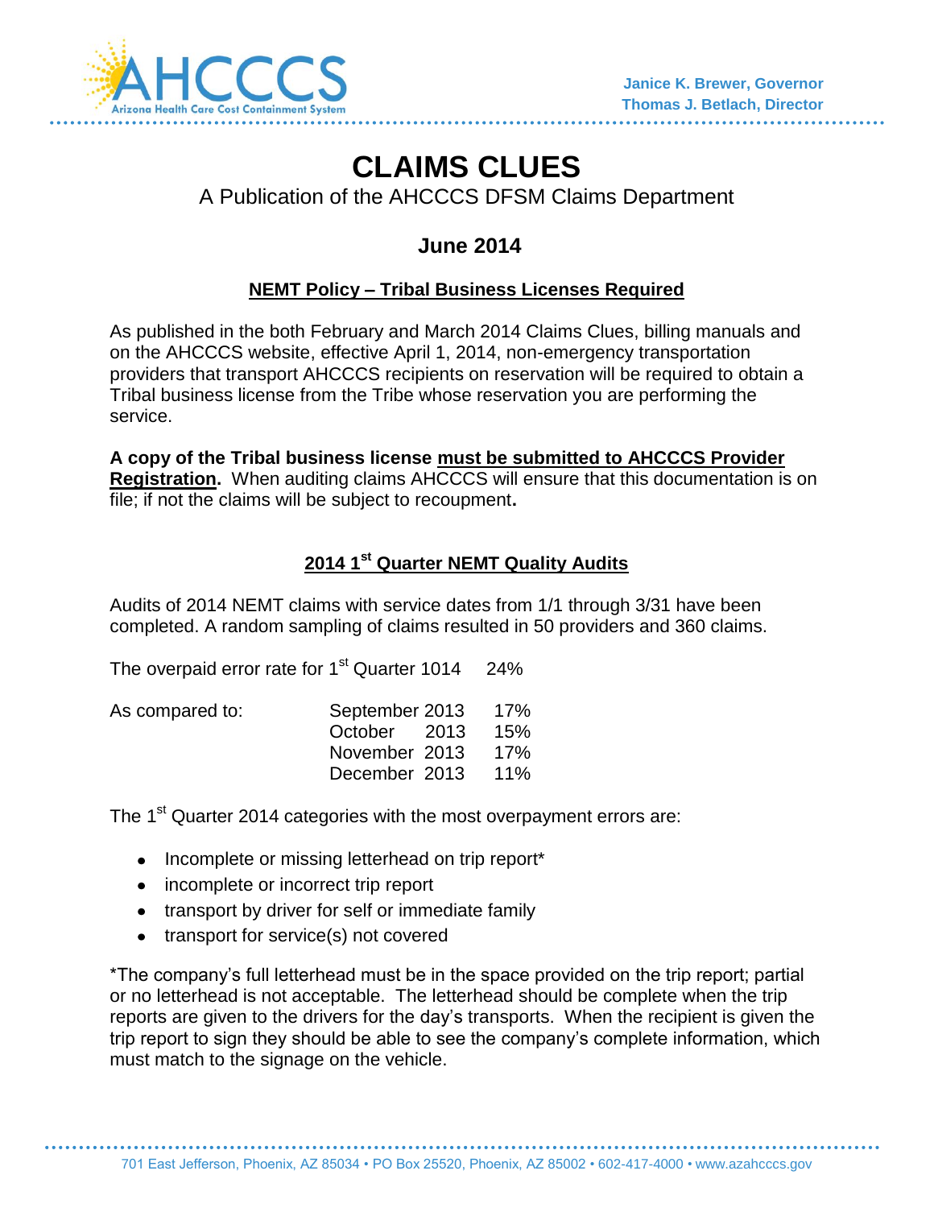AHCCCS
Arizona Health Care Cost Containment System

**Janice K. Brewer, Governor**
**Thomas J. Betlach, Director**

# CLAIMS CLUES

A Publication of the AHCCCS DFSM Claims Department

## June 2014

### NEMT Policy – Tribal Business Licenses Required

As published in the both February and March 2014 Claims Clues, billing manuals and on the AHCCCS website, effective April 1, 2014, non-emergency transportation providers that transport AHCCCS recipients on reservation will be required to obtain a Tribal business license from the Tribe whose reservation you are performing the service.

**A copy of the Tribal business license must be submitted to AHCCCS Provider Registration.** When auditing claims AHCCCS will ensure that this documentation is on file; if not the claims will be subject to recoupment**.**

### 2014 1st Quarter NEMT Quality Audits

Audits of 2014 NEMT claims with service dates from 1/1 through 3/31 have been completed. A random sampling of claims resulted in 50 providers and 360 claims.

The overpaid error rate for 1st Quarter 1014 24%

| As compared to: | | |
|---|---|---|
| | September 2013 | 17% |
| | October 2013 | 15% |
| | November 2013 | 17% |
| | December 2013 | 11% |

The 1st Quarter 2014 categories with the most overpayment errors are:

- Incomplete or missing letterhead on trip report*
- incomplete or incorrect trip report
- transport by driver for self or immediate family
- transport for service(s) not covered

*The company's full letterhead must be in the space provided on the trip report; partial or no letterhead is not acceptable. The letterhead should be complete when the trip reports are given to the drivers for the day's transports. When the recipient is given the trip report to sign they should be able to see the company's complete information, which must match to the signage on the vehicle.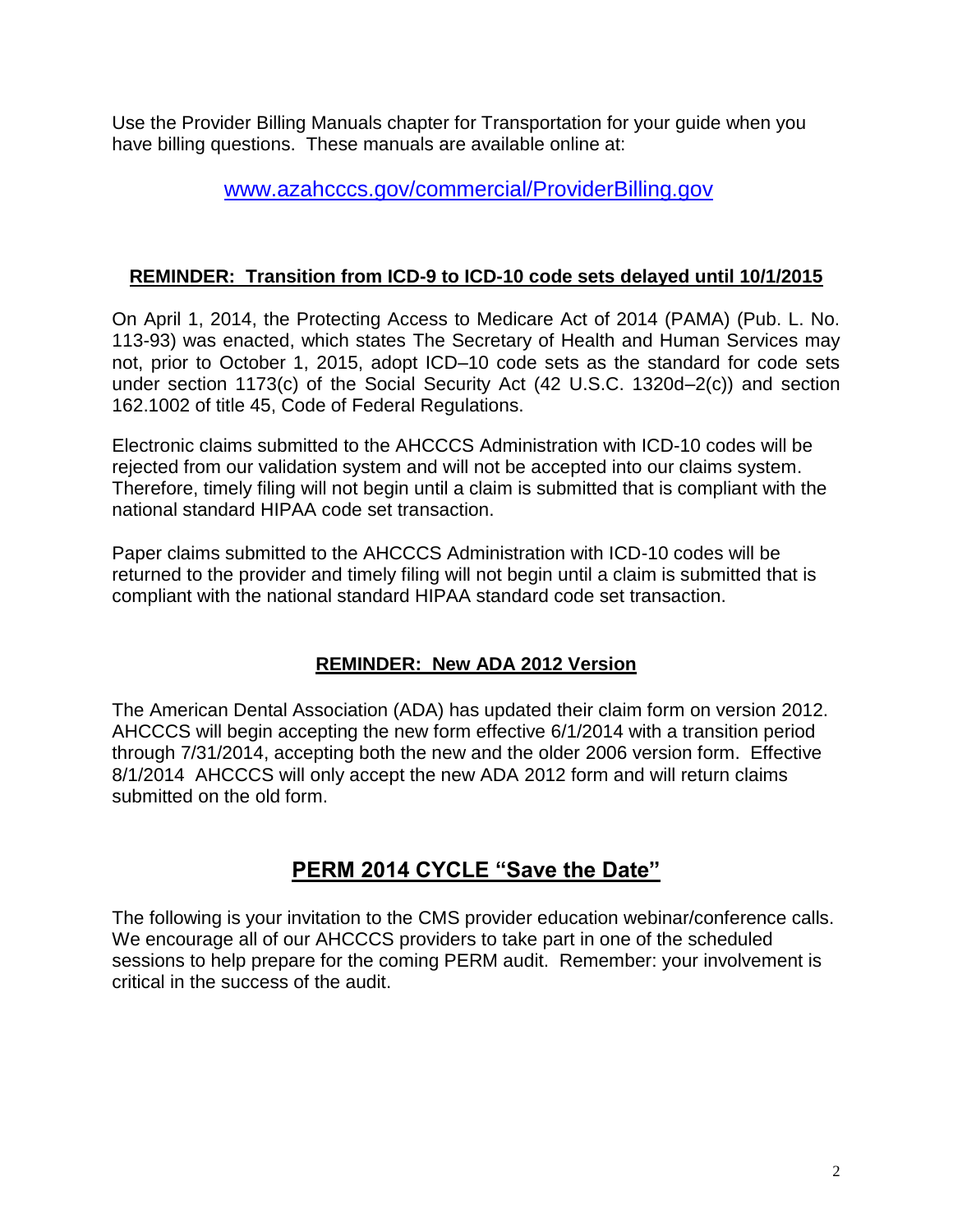Use the Provider Billing Manuals chapter for Transportation for your guide when you have billing questions. These manuals are available online at:

[www.azahcccs.gov/commercial/ProviderBilling.gov](www.azahcccs.gov/commercial/ProviderBilling.gov)

## REMINDER: Transition from ICD-9 to ICD-10 code sets delayed until 10/1/2015

On April 1, 2014, the Protecting Access to Medicare Act of 2014 (PAMA) (Pub. L. No. 113-93) was enacted, which states The Secretary of Health and Human Services may not, prior to October 1, 2015, adopt ICD–10 code sets as the standard for code sets under section 1173(c) of the Social Security Act (42 U.S.C. 1320d–2(c)) and section 162.1002 of title 45, Code of Federal Regulations.

Electronic claims submitted to the AHCCCS Administration with ICD-10 codes will be rejected from our validation system and will not be accepted into our claims system. Therefore, timely filing will not begin until a claim is submitted that is compliant with the national standard HIPAA code set transaction.

Paper claims submitted to the AHCCCS Administration with ICD-10 codes will be returned to the provider and timely filing will not begin until a claim is submitted that is compliant with the national standard HIPAA standard code set transaction.

## REMINDER: New ADA 2012 Version

The American Dental Association (ADA) has updated their claim form on version 2012. AHCCCS will begin accepting the new form effective 6/1/2014 with a transition period through 7/31/2014, accepting both the new and the older 2006 version form. Effective 8/1/2014 AHCCCS will only accept the new ADA 2012 form and will return claims submitted on the old form.

# PERM 2014 CYCLE "Save the Date"

The following is your invitation to the CMS provider education webinar/conference calls. We encourage all of our AHCCCS providers to take part in one of the scheduled sessions to help prepare for the coming PERM audit. Remember: your involvement is critical in the success of the audit.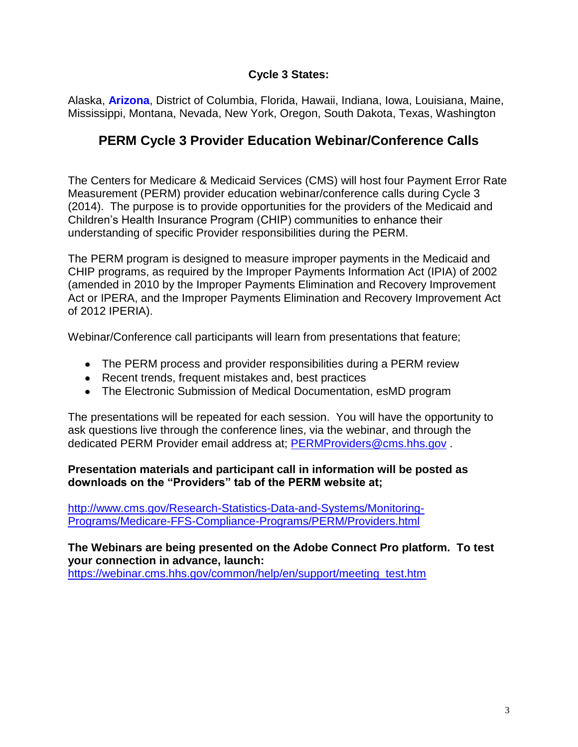**Cycle 3 States:**

Alaska, **Arizona**, District of Columbia, Florida, Hawaii, Indiana, Iowa, Louisiana, Maine, Mississippi, Montana, Nevada, New York, Oregon, South Dakota, Texas, Washington

## PERM Cycle 3 Provider Education Webinar/Conference Calls

The Centers for Medicare & Medicaid Services (CMS) will host four Payment Error Rate Measurement (PERM) provider education webinar/conference calls during Cycle 3 (2014). The purpose is to provide opportunities for the providers of the Medicaid and Children's Health Insurance Program (CHIP) communities to enhance their understanding of specific Provider responsibilities during the PERM.

The PERM program is designed to measure improper payments in the Medicaid and CHIP programs, as required by the Improper Payments Information Act (IPIA) of 2002 (amended in 2010 by the Improper Payments Elimination and Recovery Improvement Act or IPERA, and the Improper Payments Elimination and Recovery Improvement Act of 2012 IPERIA).

Webinar/Conference call participants will learn from presentations that feature;

- The PERM process and provider responsibilities during a PERM review
- Recent trends, frequent mistakes and, best practices
- The Electronic Submission of Medical Documentation, esMD program

The presentations will be repeated for each session. You will have the opportunity to ask questions live through the conference lines, via the webinar, and through the dedicated PERM Provider email address at; PERMProviders@cms.hhs.gov .

**Presentation materials and participant call in information will be posted as downloads on the "Providers" tab of the PERM website at;**

http://www.cms.gov/Research-Statistics-Data-and-Systems/Monitoring-Programs/Medicare-FFS-Compliance-Programs/PERM/Providers.html

**The Webinars are being presented on the Adobe Connect Pro platform. To test your connection in advance, launch:**
https://webinar.cms.hhs.gov/common/help/en/support/meeting_test.htm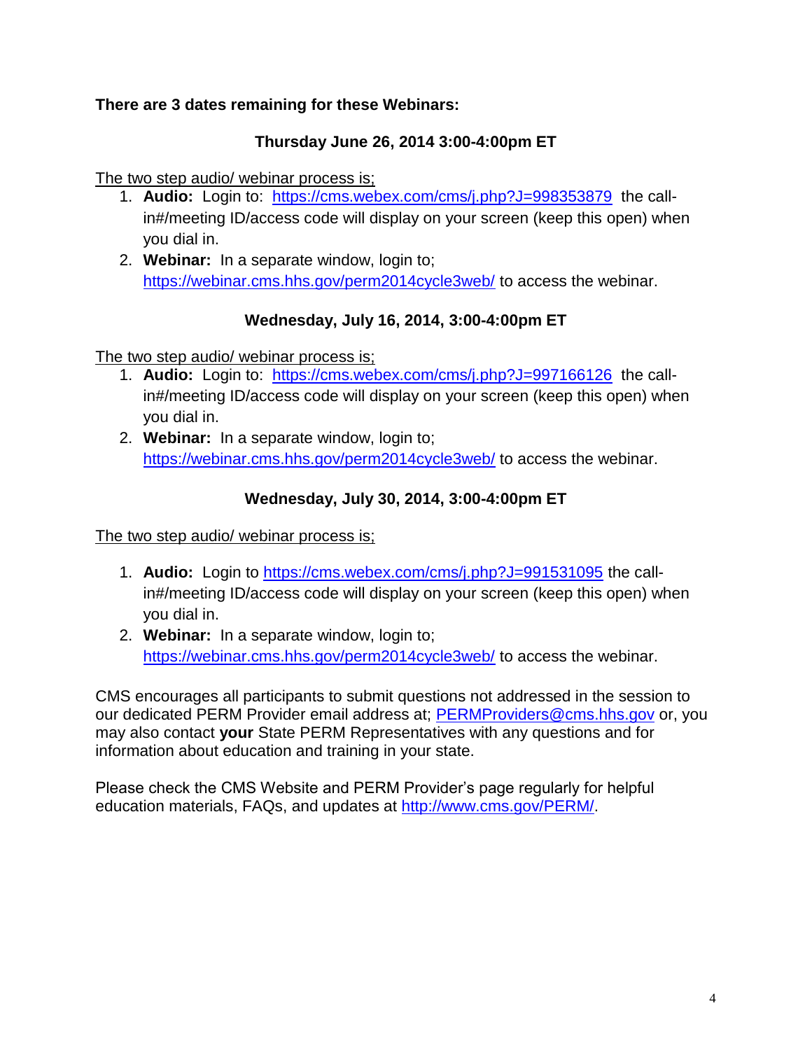**There are 3 dates remaining for these Webinars:**

**Thursday June 26, 2014 3:00-4:00pm ET**

The two step audio/ webinar process is;

1. **Audio:** Login to: https://cms.webex.com/cms/j.php?J=998353879 the call-in#/meeting ID/access code will display on your screen (keep this open) when you dial in.
2. **Webinar:** In a separate window, login to; https://webinar.cms.hhs.gov/perm2014cycle3web/ to access the webinar.

**Wednesday, July 16, 2014, 3:00-4:00pm ET**

The two step audio/ webinar process is;

1. **Audio:** Login to: https://cms.webex.com/cms/j.php?J=997166126 the call-in#/meeting ID/access code will display on your screen (keep this open) when you dial in.
2. **Webinar:** In a separate window, login to; https://webinar.cms.hhs.gov/perm2014cycle3web/ to access the webinar.

**Wednesday, July 30, 2014, 3:00-4:00pm ET**

The two step audio/ webinar process is;

1. **Audio:** Login to https://cms.webex.com/cms/j.php?J=991531095 the call-in#/meeting ID/access code will display on your screen (keep this open) when you dial in.
2. **Webinar:** In a separate window, login to; https://webinar.cms.hhs.gov/perm2014cycle3web/ to access the webinar.

CMS encourages all participants to submit questions not addressed in the session to our dedicated PERM Provider email address at; PERMProviders@cms.hhs.gov or, you may also contact **your** State PERM Representatives with any questions and for information about education and training in your state.

Please check the CMS Website and PERM Provider's page regularly for helpful education materials, FAQs, and updates at http://www.cms.gov/PERM/.